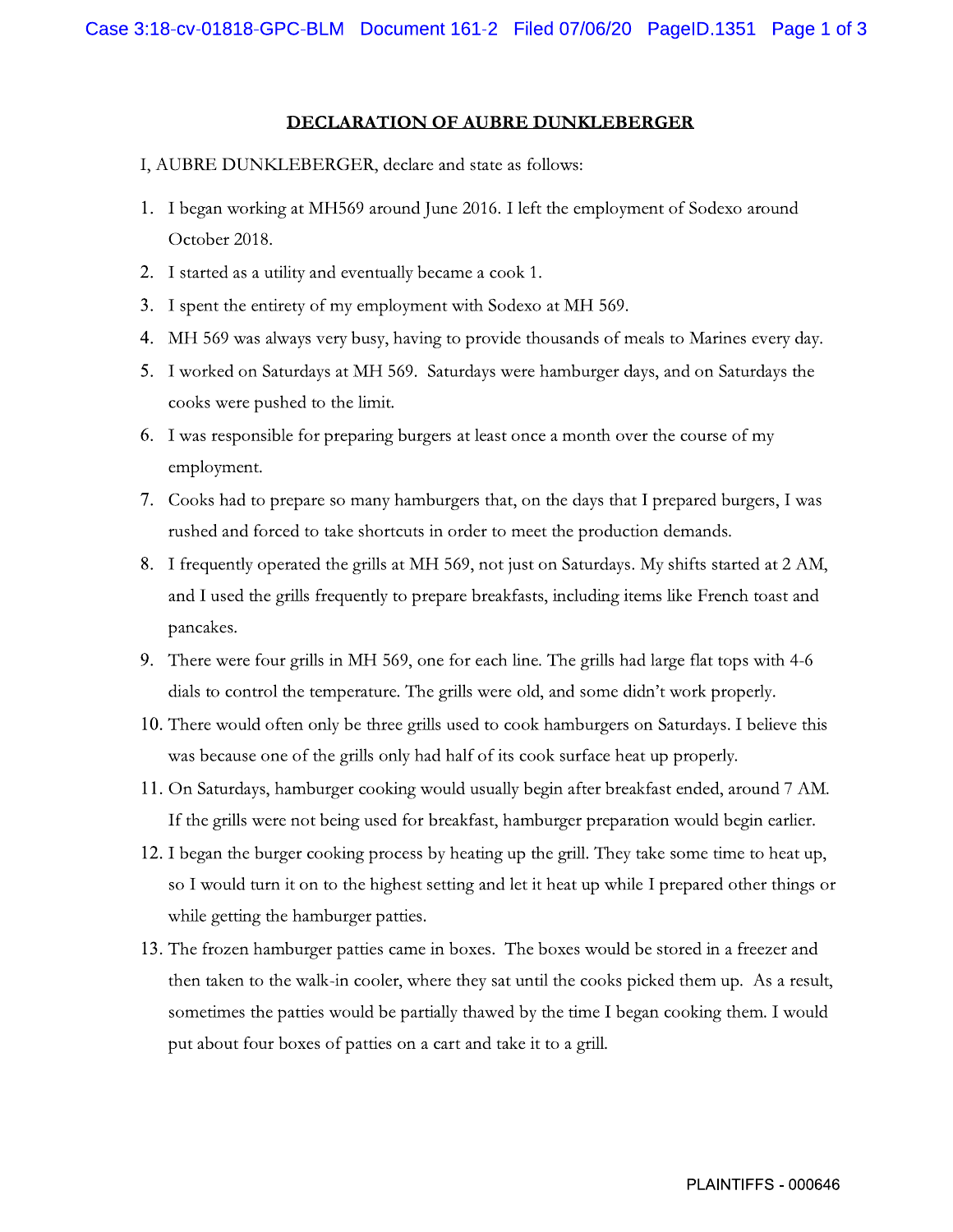## DECLARATION OF AUBRE DUNKLEBERGER

I, AUBRE DUNKLEBERGER, declare and state as follows:

1. I began working at MH569 around June 2016. I left the employment of Sodexo around October 2018.
2. I started as a utility and eventually became a cook 1.
3. I spent the entirety of my employment with Sodexo at MH 569.
4. MH 569 was always very busy, having to provide thousands of meals to Marines every day.
5. I worked on Saturdays at MH 569. Saturdays were hamburger days, and on Saturdays the cooks were pushed to the limit.
6. I was responsible for preparing burgers at least once a month over the course of my employment.
7. Cooks had to prepare so many hamburgers that, on the days that I prepared burgers, I was rushed and forced to take shortcuts in order to meet the production demands.
8. I frequently operated the grills at MH 569, not just on Saturdays. My shifts started at 2 AM, and I used the grills frequently to prepare breakfasts, including items like French toast and pancakes.
9. There were four grills in MH 569, one for each line. The grills had large flat tops with 4-6 dials to control the temperature. The grills were old, and some didn't work properly.
10. There would often only be three grills used to cook hamburgers on Saturdays. I believe this was because one of the grills only had half of its cook surface heat up properly.
11. On Saturdays, hamburger cooking would usually begin after breakfast ended, around 7 AM. If the grills were not being used for breakfast, hamburger preparation would begin earlier.
12. I began the burger cooking process by heating up the grill. They take some time to heat up, so I would turn it on to the highest setting and let it heat up while I prepared other things or while getting the hamburger patties.
13. The frozen hamburger patties came in boxes. The boxes would be stored in a freezer and then taken to the walk-in cooler, where they sat until the cooks picked them up. As a result, sometimes the patties would be partially thawed by the time I began cooking them. I would put about four boxes of patties on a cart and take it to a grill.

PLAINTIFFS - 000646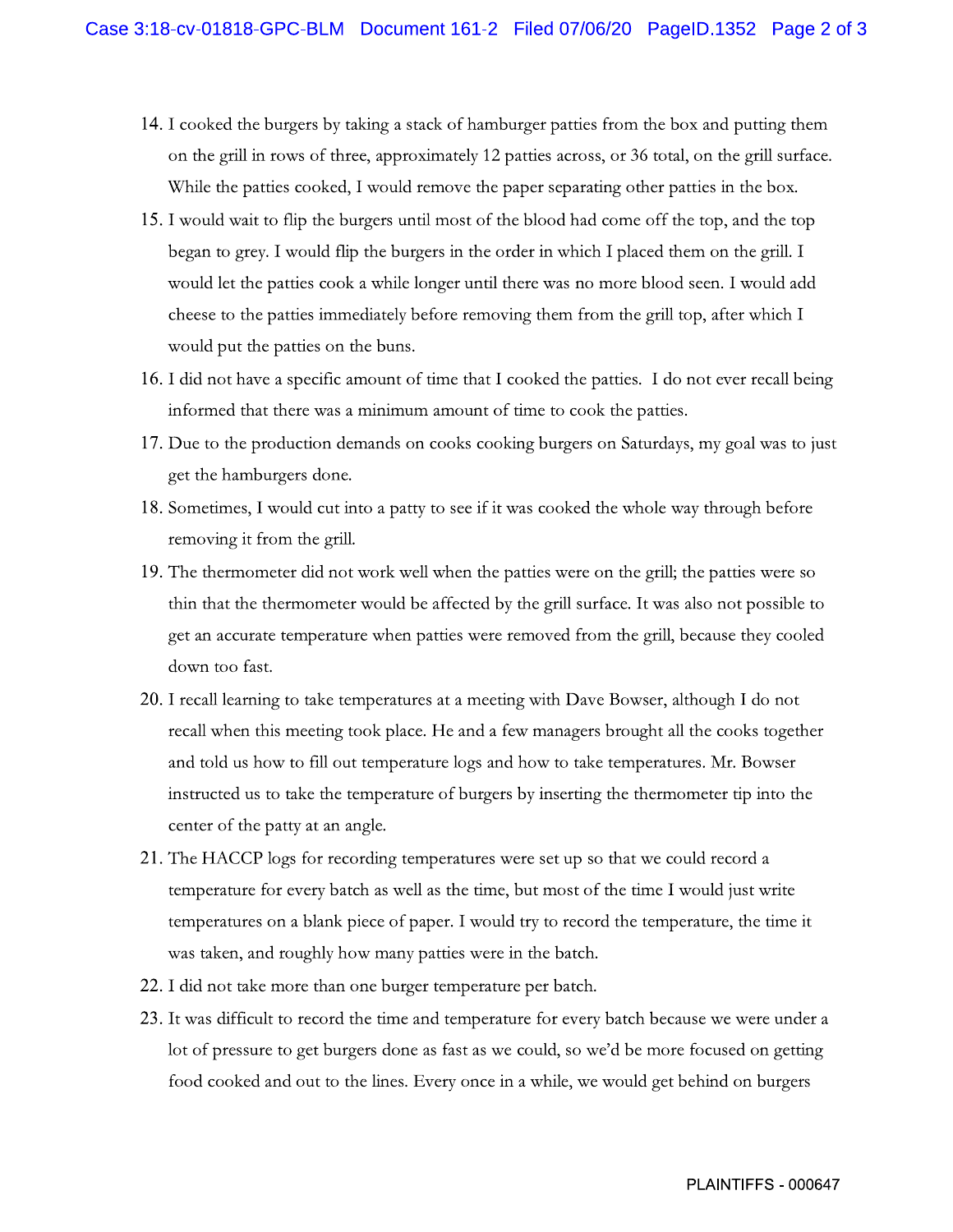14. I cooked the burgers by taking a stack of hamburger patties from the box and putting them on the grill in rows of three, approximately 12 patties across, or 36 total, on the grill surface. While the patties cooked, I would remove the paper separating other patties in the box.
15. I would wait to flip the burgers until most of the blood had come off the top, and the top began to grey. I would flip the burgers in the order in which I placed them on the grill. I would let the patties cook a while longer until there was no more blood seen. I would add cheese to the patties immediately before removing them from the grill top, after which I would put the patties on the buns.
16. I did not have a specific amount of time that I cooked the patties. I do not ever recall being informed that there was a minimum amount of time to cook the patties.
17. Due to the production demands on cooks cooking burgers on Saturdays, my goal was to just get the hamburgers done.
18. Sometimes, I would cut into a patty to see if it was cooked the whole way through before removing it from the grill.
19. The thermometer did not work well when the patties were on the grill; the patties were so thin that the thermometer would be affected by the grill surface. It was also not possible to get an accurate temperature when patties were removed from the grill, because they cooled down too fast.
20. I recall learning to take temperatures at a meeting with Dave Bowser, although I do not recall when this meeting took place. He and a few managers brought all the cooks together and told us how to fill out temperature logs and how to take temperatures. Mr. Bowser instructed us to take the temperature of burgers by inserting the thermometer tip into the center of the patty at an angle.
21. The HACCP logs for recording temperatures were set up so that we could record a temperature for every batch as well as the time, but most of the time I would just write temperatures on a blank piece of paper. I would try to record the temperature, the time it was taken, and roughly how many patties were in the batch.
22. I did not take more than one burger temperature per batch.
23. It was difficult to record the time and temperature for every batch because we were under a lot of pressure to get burgers done as fast as we could, so we'd be more focused on getting food cooked and out to the lines. Every once in a while, we would get behind on burgers

PLAINTIFFS - 000647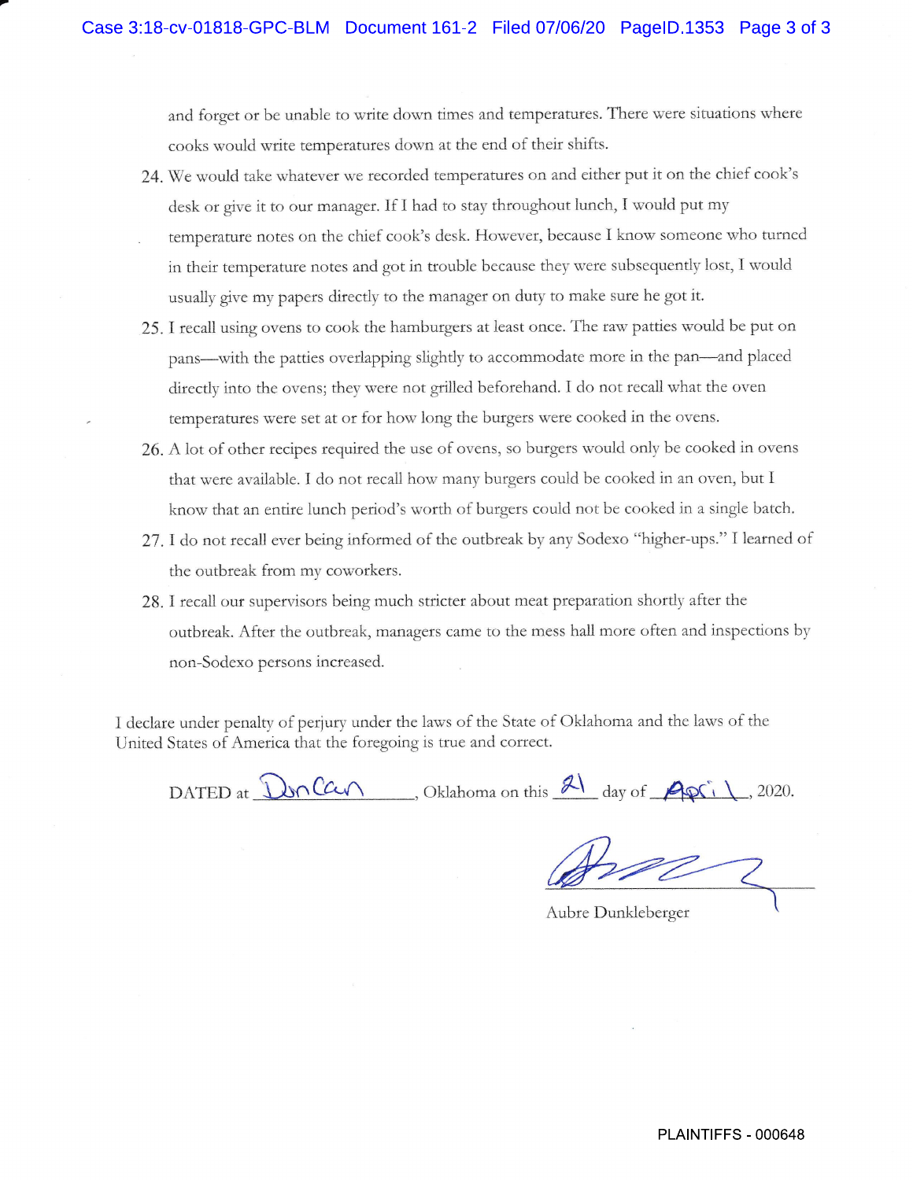and forget or be unable to write down times and temperatures. There were situations where cooks would write temperatures down at the end of their shifts.

24. We would take whatever we recorded temperatures on and either put it on the chief cook's desk or give it to our manager. If I had to stay throughout lunch, I would put my temperature notes on the chief cook's desk. However, because I know someone who turned in their temperature notes and got in trouble because they were subsequently lost, I would usually give my papers directly to the manager on duty to make sure he got it.

25. I recall using ovens to cook the hamburgers at least once. The raw patties would be put on pans—with the patties overlapping slightly to accommodate more in the pan—and placed directly into the ovens; they were not grilled beforehand. I do not recall what the oven temperatures were set at or for how long the burgers were cooked in the ovens.

26. A lot of other recipes required the use of ovens, so burgers would only be cooked in ovens that were available. I do not recall how many burgers could be cooked in an oven, but I know that an entire lunch period's worth of burgers could not be cooked in a single batch.

27. I do not recall ever being informed of the outbreak by any Sodexo "higher-ups." I learned of the outbreak from my coworkers.

28. I recall our supervisors being much stricter about meat preparation shortly after the outbreak. After the outbreak, managers came to the mess hall more often and inspections by non-Sodexo persons increased.

I declare under penalty of perjury under the laws of the State of Oklahoma and the laws of the United States of America that the foregoing is true and correct.

DATED at Duncan, Oklahoma on this 21 day of April, 2020.

[signature]

Aubre Dunkleberger

PLAINTIFFS - 000648